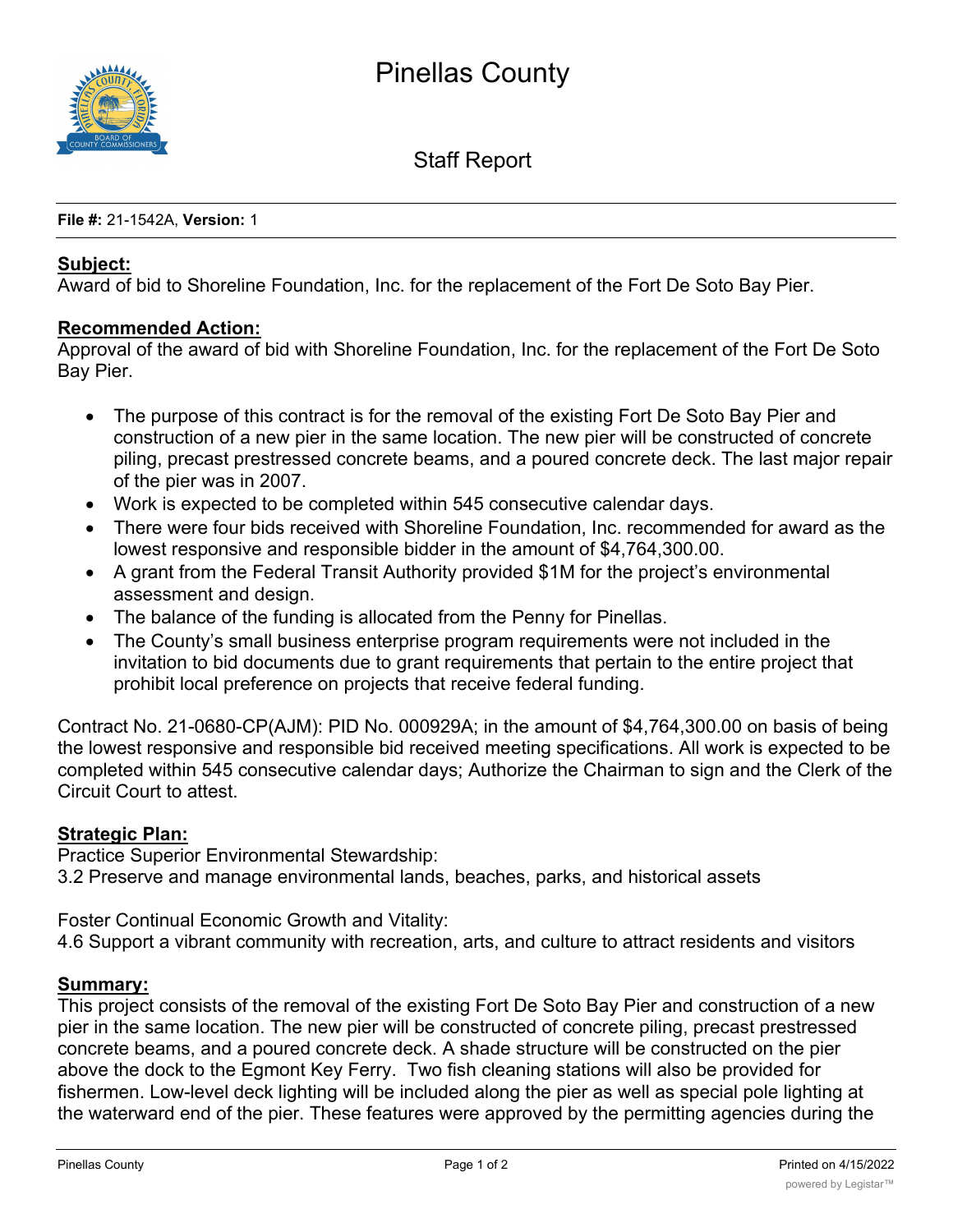# Pinellas County

## Staff Report

**File #:** 21-1542A, **Version:** 1

**Subject:**
Award of bid to Shoreline Foundation, Inc. for the replacement of the Fort De Soto Bay Pier.

**Recommended Action:**
Approval of the award of bid with Shoreline Foundation, Inc. for the replacement of the Fort De Soto Bay Pier.

- The purpose of this contract is for the removal of the existing Fort De Soto Bay Pier and construction of a new pier in the same location. The new pier will be constructed of concrete piling, precast prestressed concrete beams, and a poured concrete deck. The last major repair of the pier was in 2007.
- Work is expected to be completed within 545 consecutive calendar days.
- There were four bids received with Shoreline Foundation, Inc. recommended for award as the lowest responsive and responsible bidder in the amount of $4,764,300.00.
- A grant from the Federal Transit Authority provided $1M for the project's environmental assessment and design.
- The balance of the funding is allocated from the Penny for Pinellas.
- The County's small business enterprise program requirements were not included in the invitation to bid documents due to grant requirements that pertain to the entire project that prohibit local preference on projects that receive federal funding.

Contract No. 21-0680-CP(AJM): PID No. 000929A; in the amount of $4,764,300.00 on basis of being the lowest responsive and responsible bid received meeting specifications. All work is expected to be completed within 545 consecutive calendar days; Authorize the Chairman to sign and the Clerk of the Circuit Court to attest.

**Strategic Plan:**
Practice Superior Environmental Stewardship:
3.2 Preserve and manage environmental lands, beaches, parks, and historical assets

Foster Continual Economic Growth and Vitality:
4.6 Support a vibrant community with recreation, arts, and culture to attract residents and visitors

**Summary:**
This project consists of the removal of the existing Fort De Soto Bay Pier and construction of a new pier in the same location. The new pier will be constructed of concrete piling, precast prestressed concrete beams, and a poured concrete deck. A shade structure will be constructed on the pier above the dock to the Egmont Key Ferry. Two fish cleaning stations will also be provided for fishermen. Low-level deck lighting will be included along the pier as well as special pole lighting at the waterward end of the pier. These features were approved by the permitting agencies during the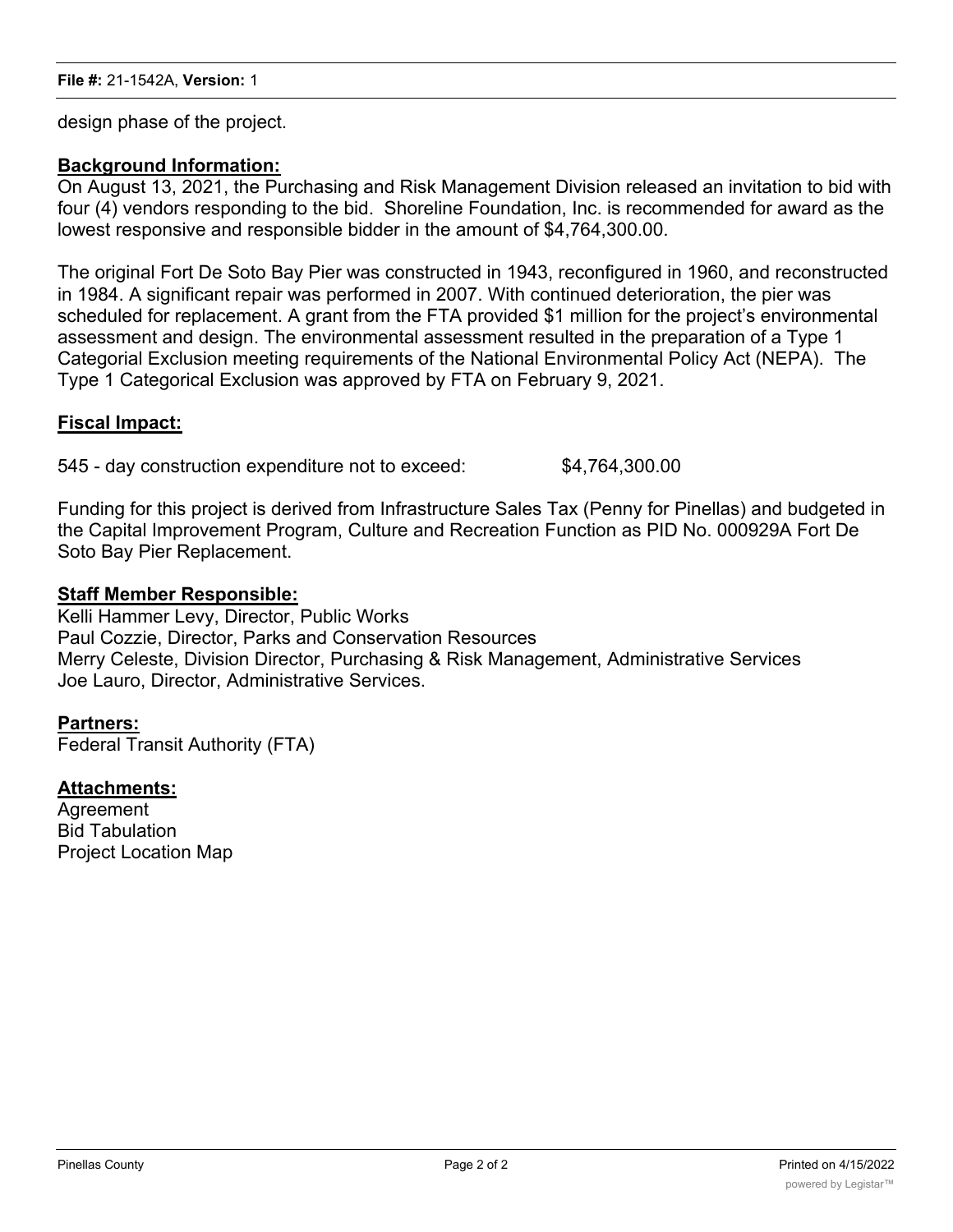design phase of the project.

**Background Information:**

On August 13, 2021, the Purchasing and Risk Management Division released an invitation to bid with four (4) vendors responding to the bid. Shoreline Foundation, Inc. is recommended for award as the lowest responsive and responsible bidder in the amount of $4,764,300.00.

The original Fort De Soto Bay Pier was constructed in 1943, reconfigured in 1960, and reconstructed in 1984. A significant repair was performed in 2007. With continued deterioration, the pier was scheduled for replacement. A grant from the FTA provided $1 million for the project's environmental assessment and design. The environmental assessment resulted in the preparation of a Type 1 Categorial Exclusion meeting requirements of the National Environmental Policy Act (NEPA). The Type 1 Categorical Exclusion was approved by FTA on February 9, 2021.

**Fiscal Impact:**

545 - day construction expenditure not to exceed: $4,764,300.00

Funding for this project is derived from Infrastructure Sales Tax (Penny for Pinellas) and budgeted in the Capital Improvement Program, Culture and Recreation Function as PID No. 000929A Fort De Soto Bay Pier Replacement.

**Staff Member Responsible:**

Kelli Hammer Levy, Director, Public Works
Paul Cozzie, Director, Parks and Conservation Resources
Merry Celeste, Division Director, Purchasing & Risk Management, Administrative Services
Joe Lauro, Director, Administrative Services.

**Partners:**

Federal Transit Authority (FTA)

**Attachments:**

Agreement
Bid Tabulation
Project Location Map